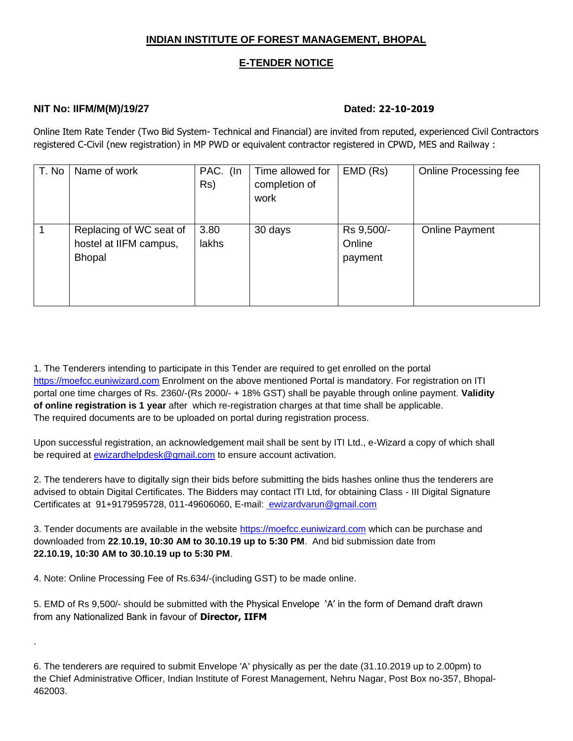## INDIAN INSTITUTE OF FOREST MANAGEMENT, BHOPAL

## E-TENDER NOTICE

**NIT No: IIFM/M(M)/19/27** **Dated: 22-10-2019**

Online Item Rate Tender (Two Bid System- Technical and Financial) are invited from reputed, experienced Civil Contractors registered C-Civil (new registration) in MP PWD or equivalent contractor registered in CPWD, MES and Railway :

| T. No | Name of work | PAC. (In Rs) | Time allowed for completion of work | EMD (Rs) | Online Processing fee |
|---|---|---|---|---|---|
| 1 | Replacing of WC seat of hostel at IIFM campus, Bhopal | 3.80 lakhs | 30 days | Rs 9,500/- Online payment | Online Payment |

1. The Tenderers intending to participate in this Tender are required to get enrolled on the portal https://moefcc.euniwizard.com Enrolment on the above mentioned Portal is mandatory. For registration on ITI portal one time charges of Rs. 2360/-(Rs 2000/- + 18% GST) shall be payable through online payment. **Validity of online registration is 1 year** after which re-registration charges at that time shall be applicable. The required documents are to be uploaded on portal during registration process.

Upon successful registration, an acknowledgement mail shall be sent by ITI Ltd., e-Wizard a copy of which shall be required at ewizardhelpdesk@gmail.com to ensure account activation.

2. The tenderers have to digitally sign their bids before submitting the bids hashes online thus the tenderers are advised to obtain Digital Certificates. The Bidders may contact ITI Ltd, for obtaining Class - III Digital Signature Certificates at 91+9179595728, 011-49606060, E-mail: ewizardvarun@gmail.com

3. Tender documents are available in the website https://moefcc.euniwizard.com which can be purchase and downloaded from **22.10.19, 10:30 AM to 30.10.19 up to 5:30 PM**. And bid submission date from **22.10.19, 10:30 AM to 30.10.19 up to 5:30 PM**.

4. Note: Online Processing Fee of Rs.634/-(including GST) to be made online.

5. EMD of Rs 9,500/- should be submitted with the Physical Envelope 'A' in the form of Demand draft drawn from any Nationalized Bank in favour of **Director, IIFM**

.

6. The tenderers are required to submit Envelope 'A' physically as per the date (31.10.2019 up to 2.00pm) to the Chief Administrative Officer, Indian Institute of Forest Management, Nehru Nagar, Post Box no-357, Bhopal-462003.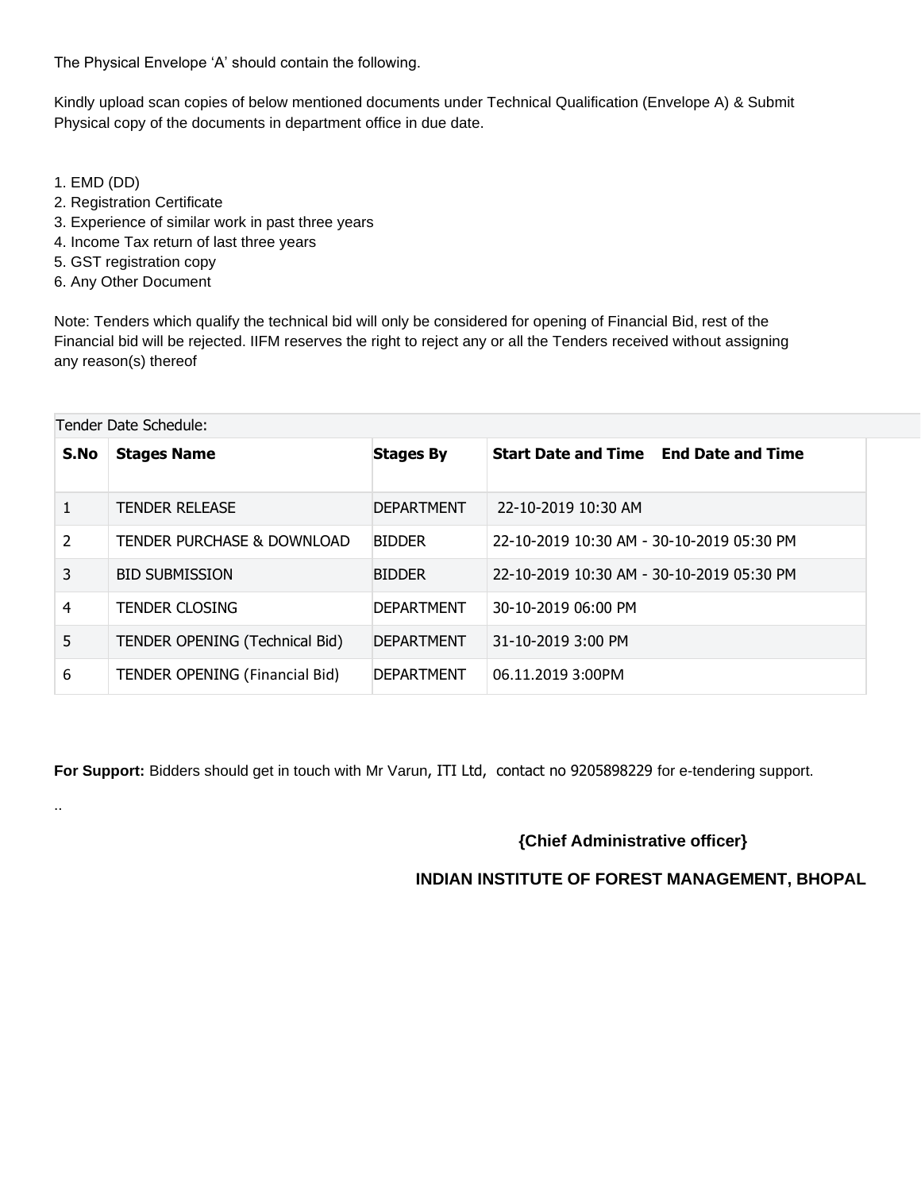The Physical Envelope 'A' should contain the following.

Kindly upload scan copies of below mentioned documents under Technical Qualification (Envelope A) & Submit Physical copy of the documents in department office in due date.

1. EMD (DD)
2. Registration Certificate
3. Experience of similar work in past three years
4. Income Tax return of last three years
5. GST registration copy
6. Any Other Document

Note: Tenders which qualify the technical bid will only be considered for opening of Financial Bid, rest of the Financial bid will be rejected. IIFM reserves the right to reject any or all the Tenders received without assigning any reason(s) thereof

Tender Date Schedule:

| S.No | Stages Name | Stages By | Start Date and Time End Date and Time |
|---|---|---|---|
| 1 | TENDER RELEASE | DEPARTMENT | 22-10-2019 10:30 AM |
| 2 | TENDER PURCHASE & DOWNLOAD | BIDDER | 22-10-2019 10:30 AM - 30-10-2019 05:30 PM |
| 3 | BID SUBMISSION | BIDDER | 22-10-2019 10:30 AM - 30-10-2019 05:30 PM |
| 4 | TENDER CLOSING | DEPARTMENT | 30-10-2019 06:00 PM |
| 5 | TENDER OPENING (Technical Bid) | DEPARTMENT | 31-10-2019 3:00 PM |
| 6 | TENDER OPENING (Financial Bid) | DEPARTMENT | 06.11.2019 3:00PM |

**For Support:** Bidders should get in touch with Mr Varun, ITI Ltd, contact no 9205898229 for e-tendering support.

..

**{Chief Administrative officer}**

**INDIAN INSTITUTE OF FOREST MANAGEMENT, BHOPAL**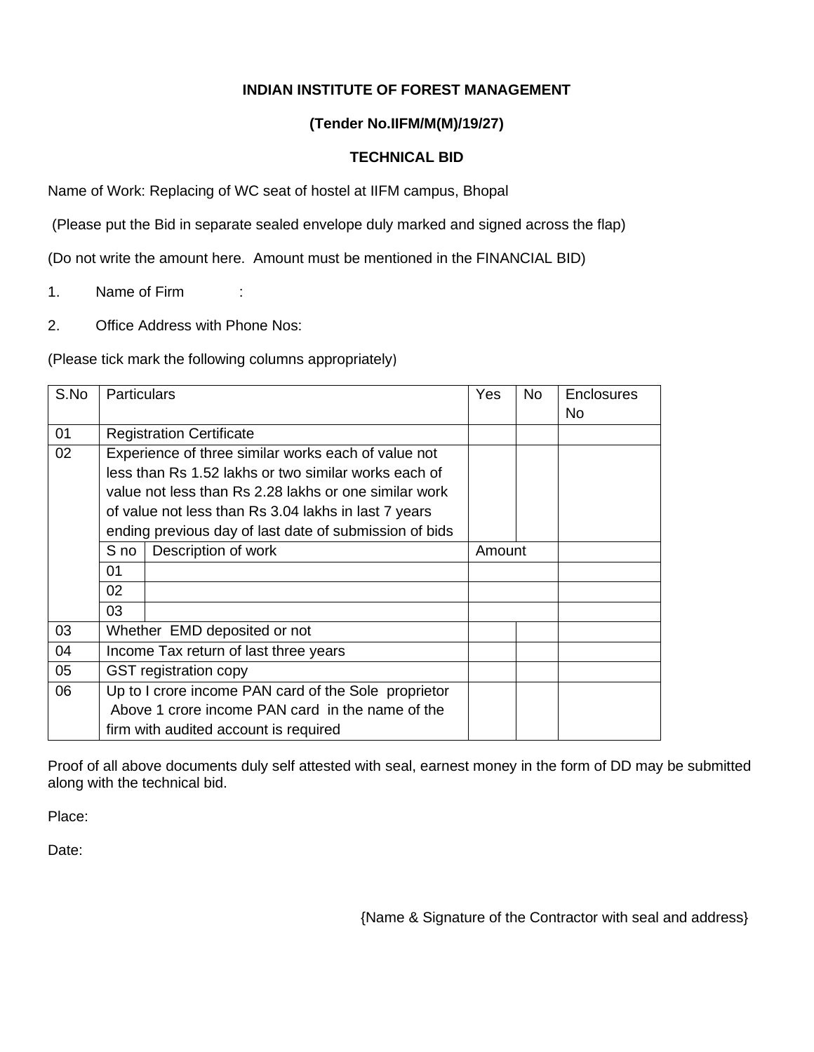**INDIAN INSTITUTE OF FOREST MANAGEMENT**

**(Tender No.IIFM/M(M)/19/27)**

**TECHNICAL BID**

Name of Work: Replacing of WC seat of hostel at IIFM campus, Bhopal

(Please put the Bid in separate sealed envelope duly marked and signed across the flap)

(Do not write the amount here. Amount must be mentioned in the FINANCIAL BID)

1. Name of Firm :

2. Office Address with Phone Nos:

(Please tick mark the following columns appropriately)

| S.No | Particulars | | Yes | No | Enclosures No |
|---|---|---|---|---|---|
| 01 | Registration Certificate | | | | |
| 02 | Experience of three similar works each of value not less than Rs 1.52 lakhs or two similar works each of value not less than Rs 2.28 lakhs or one similar work of value not less than Rs 3.04 lakhs in last 7 years ending previous day of last date of submission of bids | | | | |
| | S no | Description of work | Amount | | |
| | 01 | | | | |
| | 02 | | | | |
| | 03 | | | | |
| 03 | Whether EMD deposited or not | | | | |
| 04 | Income Tax return of last three years | | | | |
| 05 | GST registration copy | | | | |
| 06 | Up to I crore income PAN card of the Sole proprietor Above 1 crore income PAN card in the name of the firm with audited account is required | | | | |

Proof of all above documents duly self attested with seal, earnest money in the form of DD may be submitted along with the technical bid.

Place:

Date:

{Name & Signature of the Contractor with seal and address}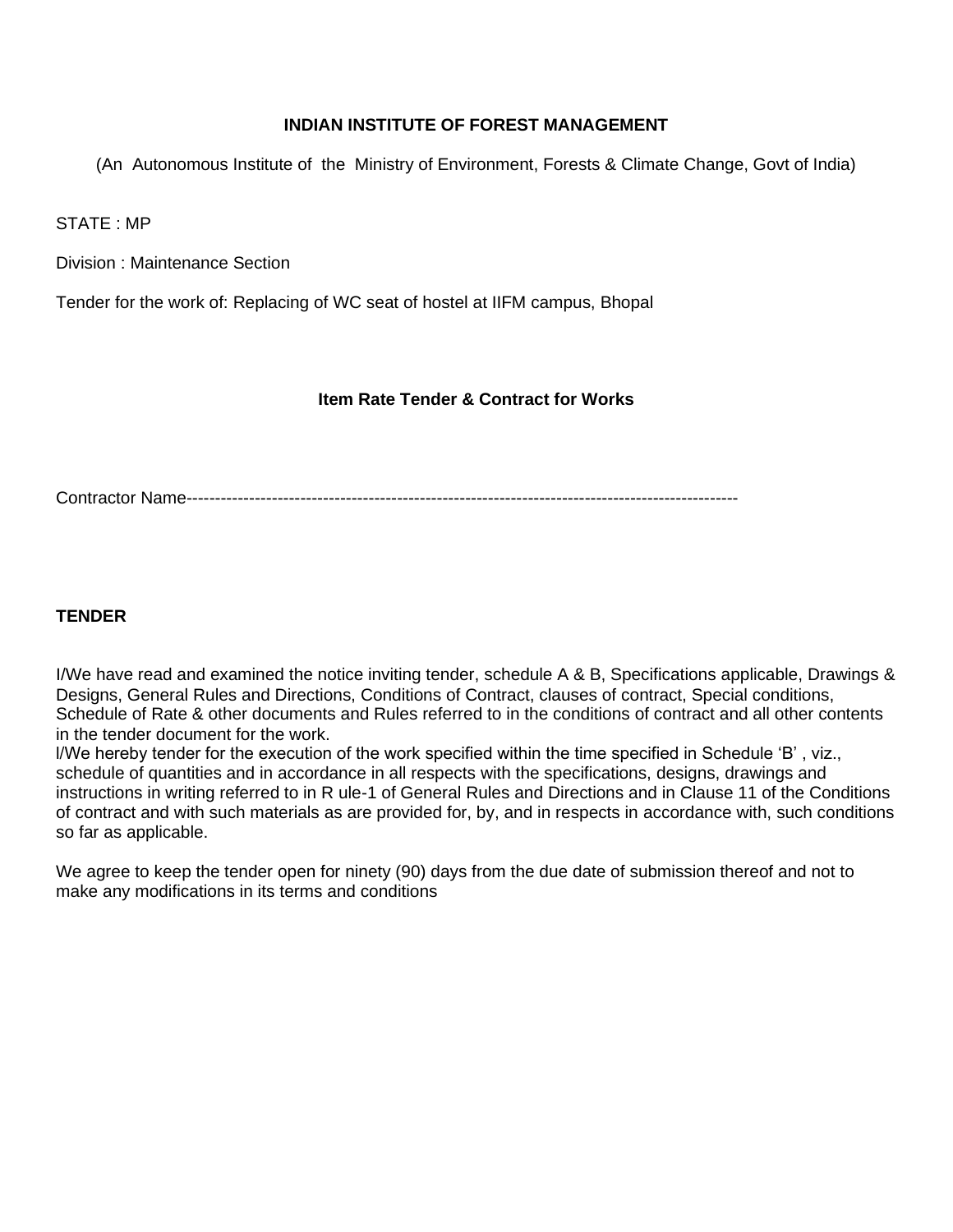**INDIAN INSTITUTE OF FOREST MANAGEMENT**

(An Autonomous Institute of the Ministry of Environment, Forests & Climate Change, Govt of India)

STATE : MP

Division : Maintenance Section

Tender for the work of: Replacing of WC seat of hostel at IIFM campus, Bhopal

**Item Rate Tender & Contract for Works**

Contractor Name----------------------------------------------------------------------------------------------------

**TENDER**

I/We have read and examined the notice inviting tender, schedule A & B, Specifications applicable, Drawings & Designs, General Rules and Directions, Conditions of Contract, clauses of contract, Special conditions, Schedule of Rate & other documents and Rules referred to in the conditions of contract and all other contents in the tender document for the work.

l/We hereby tender for the execution of the work specified within the time specified in Schedule 'B' , viz., schedule of quantities and in accordance in all respects with the specifications, designs, drawings and instructions in writing referred to in R ule-1 of General Rules and Directions and in Clause 11 of the Conditions of contract and with such materials as are provided for, by, and in respects in accordance with, such conditions so far as applicable.

We agree to keep the tender open for ninety (90) days from the due date of submission thereof and not to make any modifications in its terms and conditions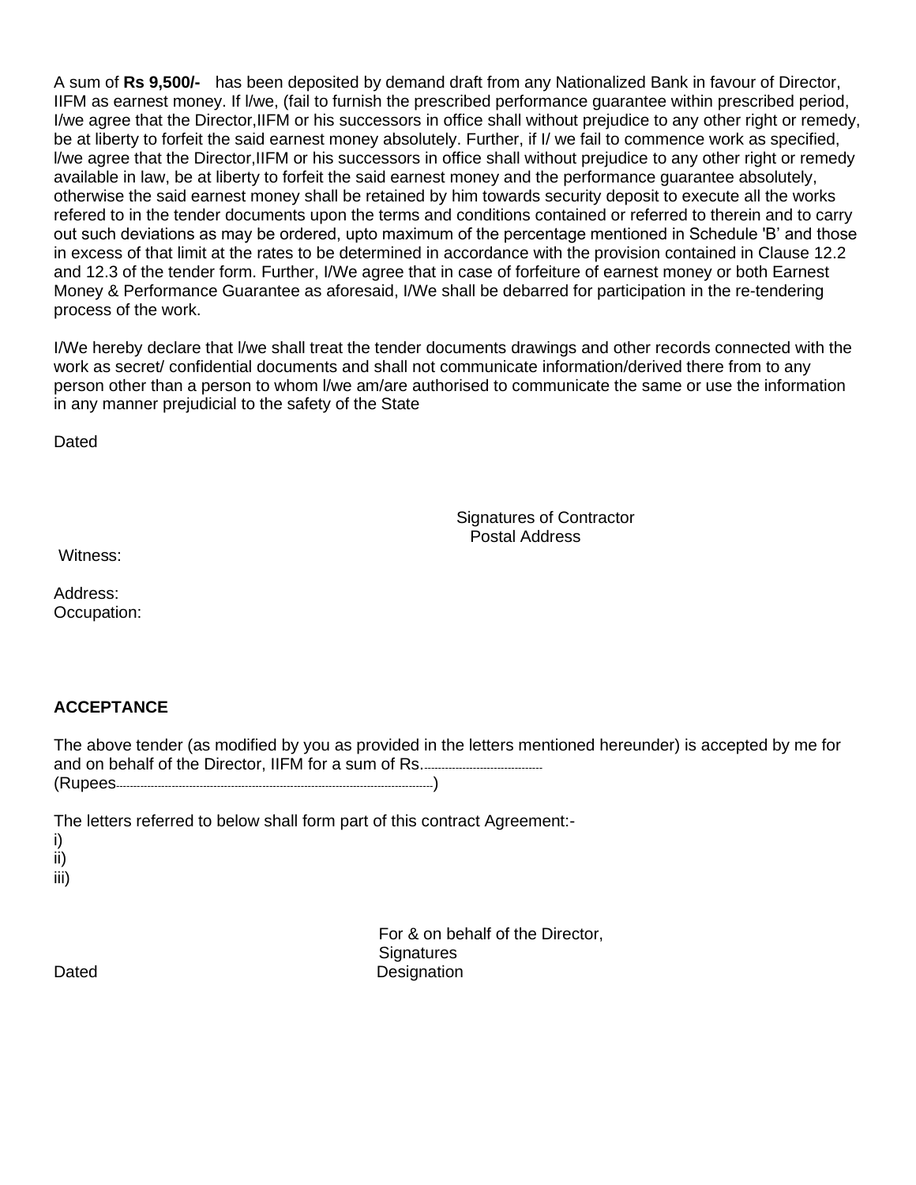A sum of **Rs 9,500/-** has been deposited by demand draft from any Nationalized Bank in favour of Director, IIFM as earnest money. If l/we, (fail to furnish the prescribed performance guarantee within prescribed period, I/we agree that the Director,IIFM or his successors in office shall without prejudice to any other right or remedy, be at liberty to forfeit the said earnest money absolutely. Further, if I/ we fail to commence work as specified, l/we agree that the Director,IIFM or his successors in office shall without prejudice to any other right or remedy available in law, be at liberty to forfeit the said earnest money and the performance guarantee absolutely, otherwise the said earnest money shall be retained by him towards security deposit to execute all the works refered to in the tender documents upon the terms and conditions contained or referred to therein and to carry out such deviations as may be ordered, upto maximum of the percentage mentioned in Schedule 'B' and those in excess of that limit at the rates to be determined in accordance with the provision contained in Clause 12.2 and 12.3 of the tender form. Further, I/We agree that in case of forfeiture of earnest money or both Earnest Money & Performance Guarantee as aforesaid, I/We shall be debarred for participation in the re-tendering process of the work.

I/We hereby declare that l/we shall treat the tender documents drawings and other records connected with the work as secret/ confidential documents and shall not communicate information/derived there from to any person other than a person to whom l/we am/are authorised to communicate the same or use the information in any manner prejudicial to the safety of the State

Dated

Signatures of Contractor
Postal Address

Witness:

Address:
Occupation:

**ACCEPTANCE**

The above tender (as modified by you as provided in the letters mentioned hereunder) is accepted by me for and on behalf of the Director, IIFM for a sum of Rs.------------------------------
(Rupees----------------------------------------------------------------------------------------)

The letters referred to below shall form part of this contract Agreement:-
i)
ii)
iii)

For & on behalf of the Director,
Signatures

Dated Designation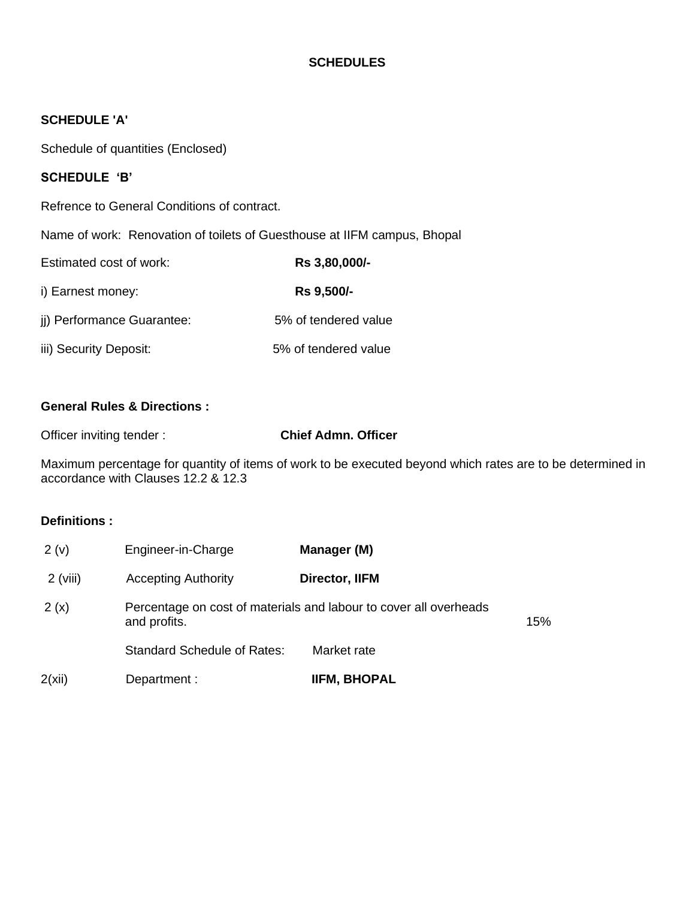**SCHEDULES**

**SCHEDULE 'A'**

Schedule of quantities (Enclosed)

**SCHEDULE 'B'**

Refrence to General Conditions of contract.

Name of work: Renovation of toilets of Guesthouse at IIFM campus, Bhopal

| | |
|---|---|
| Estimated cost of work: | **Rs 3,80,000/-** |
| i) Earnest money: | **Rs 9,500/-** |
| jj) Performance Guarantee: | 5% of tendered value |
| iii) Security Deposit: | 5% of tendered value |

**General Rules & Directions :**

Officer inviting tender : **Chief Admn. Officer**

Maximum percentage for quantity of items of work to be executed beyond which rates are to be determined in accordance with Clauses 12.2 & 12.3

**Definitions :**

| | | | |
|---|---|---|---|
| 2 (v) | Engineer-in-Charge | **Manager (M)** | |
| 2 (viii) | Accepting Authority | **Director, IIFM** | |
| 2 (x) | Percentage on cost of materials and labour to cover all overheads and profits. | | 15% |
| | Standard Schedule of Rates: | Market rate | |
| 2(xii) | Department : | **IIFM, BHOPAL** | |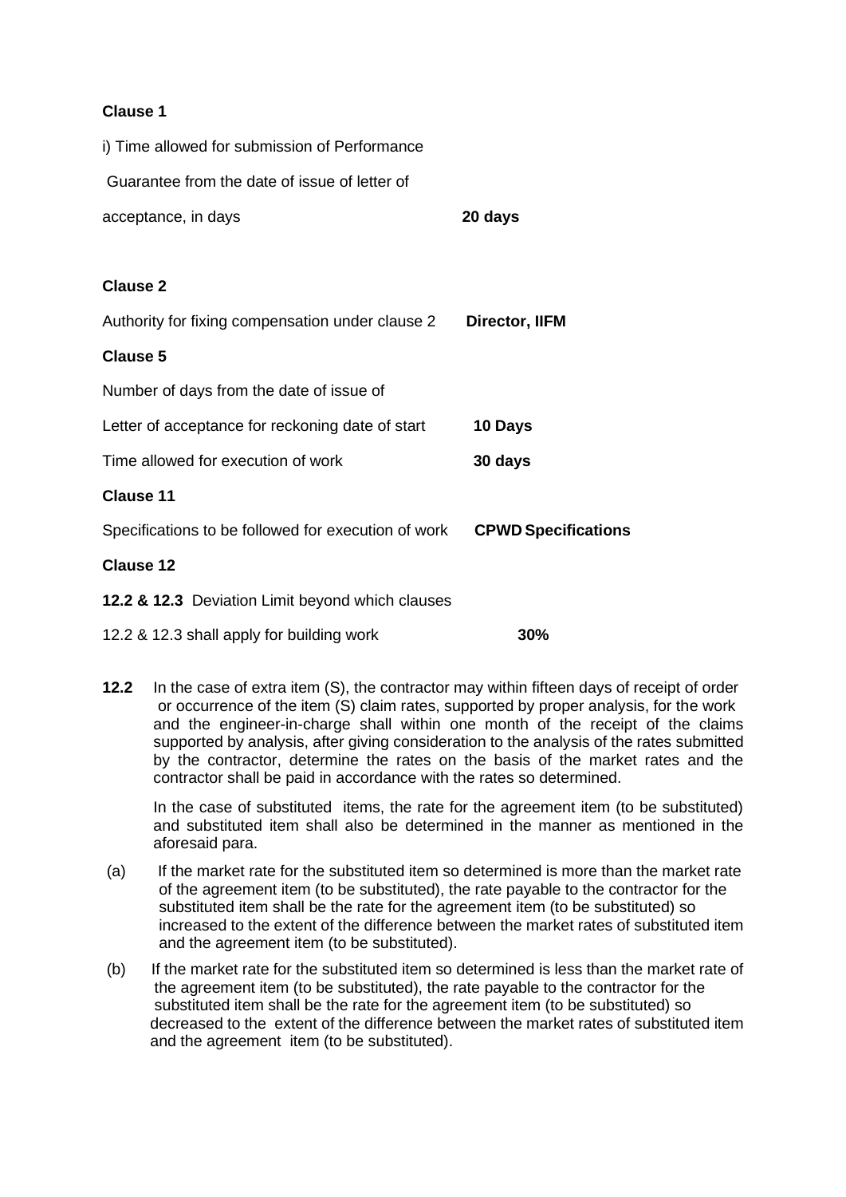**Clause 1**

i) Time allowed for submission of Performance Guarantee from the date of issue of letter of acceptance, in days **20 days**

**Clause 2**

Authority for fixing compensation under clause 2 **Director, IIFM**

**Clause 5**

Number of days from the date of issue of Letter of acceptance for reckoning date of start **10 Days**

Time allowed for execution of work **30 days**

**Clause 11**

Specifications to be followed for execution of work **CPWD Specifications**

**Clause 12**

**12.2 & 12.3** Deviation Limit beyond which clauses 12.2 & 12.3 shall apply for building work **30%**

**12.2** In the case of extra item (S), the contractor may within fifteen days of receipt of order or occurrence of the item (S) claim rates, supported by proper analysis, for the work and the engineer-in-charge shall within one month of the receipt of the claims supported by analysis, after giving consideration to the analysis of the rates submitted by the contractor, determine the rates on the basis of the market rates and the contractor shall be paid in accordance with the rates so determined.

In the case of substituted items, the rate for the agreement item (to be substituted) and substituted item shall also be determined in the manner as mentioned in the aforesaid para.

(a) If the market rate for the substituted item so determined is more than the market rate of the agreement item (to be substituted), the rate payable to the contractor for the substituted item shall be the rate for the agreement item (to be substituted) so increased to the extent of the difference between the market rates of substituted item and the agreement item (to be substituted).

(b) If the market rate for the substituted item so determined is less than the market rate of the agreement item (to be substituted), the rate payable to the contractor for the substituted item shall be the rate for the agreement item (to be substituted) so decreased to the extent of the difference between the market rates of substituted item and the agreement item (to be substituted).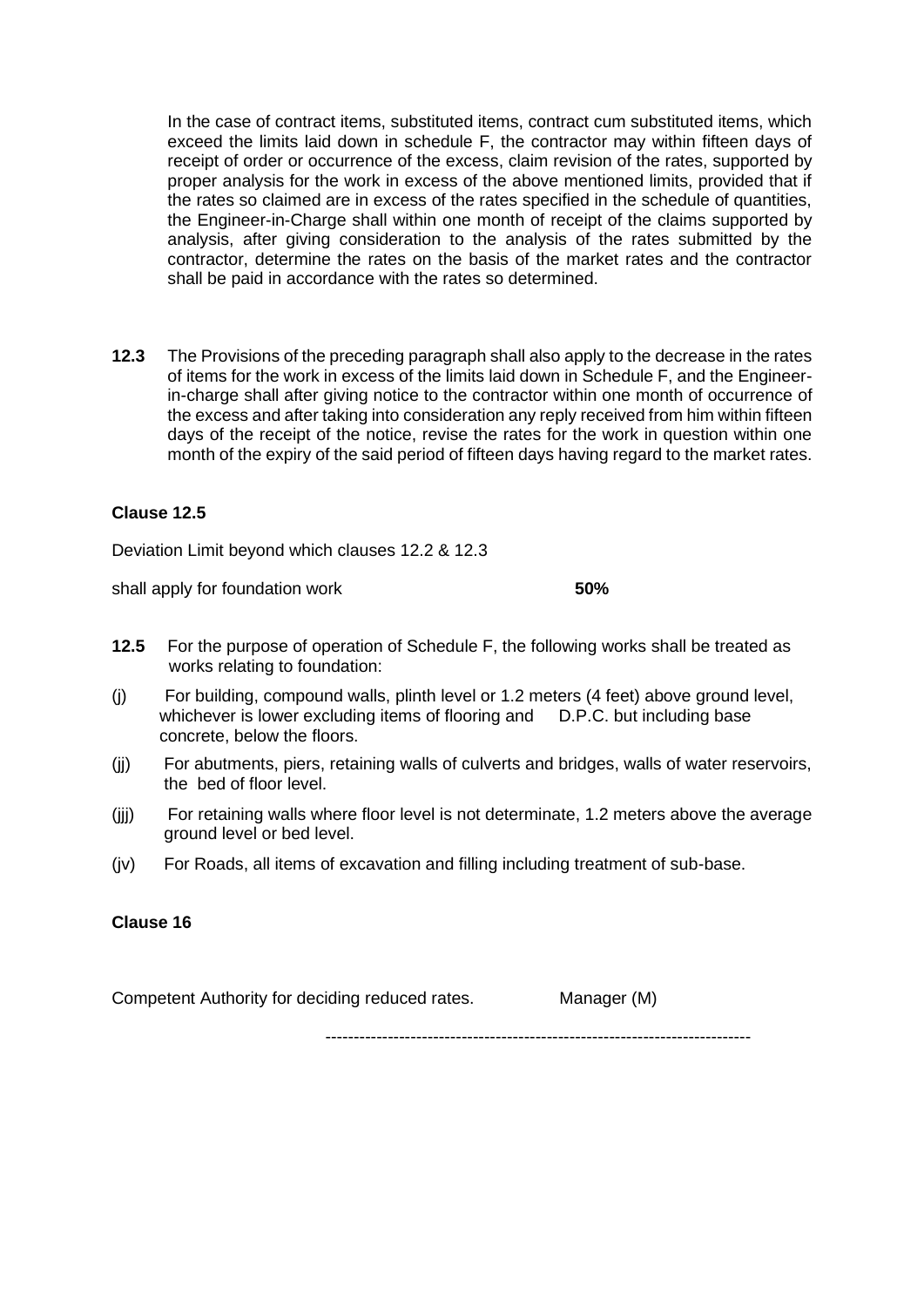In the case of contract items, substituted items, contract cum substituted items, which exceed the limits laid down in schedule F, the contractor may within fifteen days of receipt of order or occurrence of the excess, claim revision of the rates, supported by proper analysis for the work in excess of the above mentioned limits, provided that if the rates so claimed are in excess of the rates specified in the schedule of quantities, the Engineer-in-Charge shall within one month of receipt of the claims supported by analysis, after giving consideration to the analysis of the rates submitted by the contractor, determine the rates on the basis of the market rates and the contractor shall be paid in accordance with the rates so determined.

**12.3** The Provisions of the preceding paragraph shall also apply to the decrease in the rates of items for the work in excess of the limits laid down in Schedule F, and the Engineer-in-charge shall after giving notice to the contractor within one month of occurrence of the excess and after taking into consideration any reply received from him within fifteen days of the receipt of the notice, revise the rates for the work in question within one month of the expiry of the said period of fifteen days having regard to the market rates.

**Clause 12.5**

Deviation Limit beyond which clauses 12.2 & 12.3 shall apply for foundation work **50%**

**12.5** For the purpose of operation of Schedule F, the following works shall be treated as works relating to foundation:

(j) For building, compound walls, plinth level or 1.2 meters (4 feet) above ground level, whichever is lower excluding items of flooring and D.P.C. but including base concrete, below the floors.

(jj) For abutments, piers, retaining walls of culverts and bridges, walls of water reservoirs, the bed of floor level.

(jjj) For retaining walls where floor level is not determinate, 1.2 meters above the average ground level or bed level.

(jv) For Roads, all items of excavation and filling including treatment of sub-base.

**Clause 16**

Competent Authority for deciding reduced rates. Manager (M)

---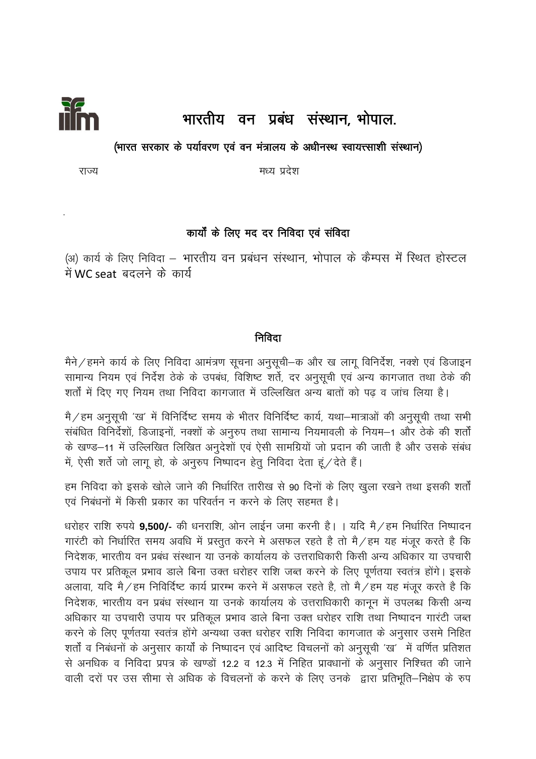# भारतीय वन प्रबंध संस्थान, भोपाल.

**(भारत सरकार के पर्यावरण एवं वन मंत्रालय के अधीनस्थ स्वायत्तशाही संस्थान)**

राज्य मध्य प्रदेश

.

## कार्यों के लिए मद दर निविदा एवं संविदा

(अ) कार्य के लिए निविदा – भारतीय वन प्रबंधन संस्थान, भोपाल के कैम्पस में स्थित होस्टल में WC seat बदलने के कार्य

### निविदा

मैने/हमने कार्य के लिए निविदा आमंत्रण सूचना अनुसूची–क और ख लागू विनिर्देश, नक्शे एवं डिजाइन सामान्य नियम एवं निर्देश ठेके के उपबंध, विशिष्ट शर्ते, दर अनुसूची एवं अन्य कागजात तथा ठेके की शर्तों में दिए गए नियम तथा निविदा कागजात में उल्लिखित अन्य बातों को पढ़ व जांच लिया है।

मै/हम अनुसूची 'ख' में विनिर्दिष्ट समय के भीतर विनिर्दिष्ट कार्य, यथा–मात्राओं की अनुसूची तथा सभी संबंधित विनिर्देशों, डिजाइनों, नक्शों के अनुरुप तथा सामान्य नियमावली के नियम–1 और ठेके की शर्तों के खण्ड–11 में उल्लिखित लिखित अनुदेशों एवं ऐसी सामग्रियों जो प्रदान की जाती है और उसके संबंध में, ऐसी शर्ते जो लागू हो, के अनुरुप निष्पादन हेतु निविदा देता हूं/देते हैं।

हम निविदा को इसके खोले जाने की निर्धारित तारीख से 90 दिनों के लिए खुला रखने तथा इसकी शर्तों एवं निबंधनों में किसी प्रकार का परिवर्तन न करने के लिए सहमत है।

धरोहर राशि रुपये **9,500/-** की धनराशि, ओन लाईन जमा करनी है। । यदि मै/हम निर्धारित निष्पादन गारंटी को निर्धारित समय अवधि में प्रस्तुत करने मे असफल रहते है तो मै/हम यह मंजूर करते है कि निदेशक, भारतीय वन प्रबंध संस्थान या उनके कार्यालय के उत्तराधिकारी किसी अन्य अधिकार या उपचारी उपाय पर प्रतिकूल प्रभाव डाले बिना उक्त धरोहर राशि जब्त करने के लिए पूर्णतया स्वतंत्र होंगे। इसके अलावा, यदि मै/हम निविर्दिष्ट कार्य प्रारम्भ करने में असफल रहते है, तो मै/हम यह मंजूर करते है कि निदेशक, भारतीय वन प्रबंध संस्थान या उनके कार्यालय के उत्तराधिकारी कानून में उपलब्ध किसी अन्य अधिकार या उपचारी उपाय पर प्रतिकूल प्रभाव डाले बिना उक्त धरोहर राशि तथा निष्पादन गारंटी जब्त करने के लिए पूर्णतया स्वतंत्र होंगे अन्यथा उक्त धरोहर राशि निविदा कागजात के अनुसार उसमे निहित शर्तों व निबंधनों के अनुसार कार्यों के निष्पादन एवं आदिष्ट विचलनों को अनुसूची 'ख' में वर्णित प्रतिशत से अनधिक व निविदा प्रपत्र के खण्डों 12.2 व 12.3 में निहित प्रावधानों के अनुसार निश्चित की जाने वाली दरों पर उस सीमा से अधिक के विचलनों के करने के लिए उनके द्वारा प्रतिभूति–निक्षेप के रुप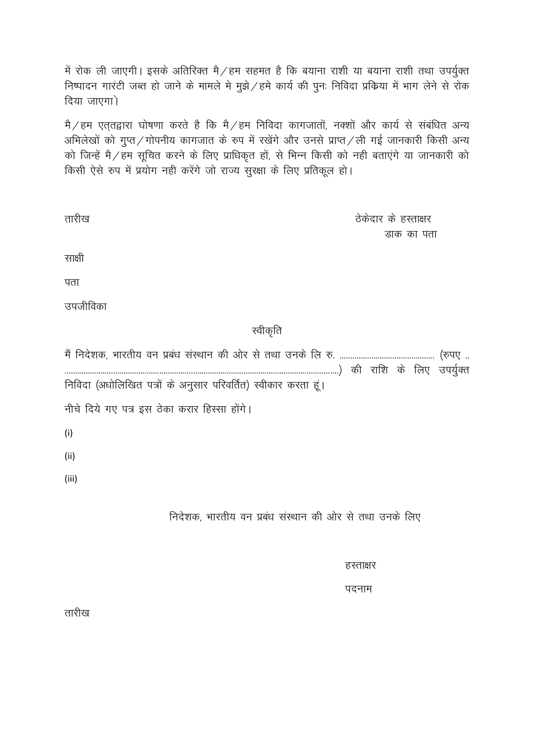में रोक ली जाएगी। इसके अतिरिक्त मै/हम सहमत है कि बयाना राशी या बयाना राशी तथा उपर्युक्त निष्पादन गारंटी जब्त हो जाने के मामले मे मुझे/हमे कार्य की पुनः निविदा प्रकिया में भाग लेने से रोक दिया जाएगा।

मै/हम एतत्द्वारा घोषणा करते है कि मै/हम निविदा कागजातों, नक्शों और कार्य से संबंधित अन्य अभिलेखों को गुप्त/गोपनीय कागजात के रुप में रखेंगे और उनसे प्राप्त/ली गई जानकारी किसी अन्य को जिन्हें मै/हम सूचित करने के लिए प्राधिकृत हों, से भिन्न किसी को नही बताएंगे या जानकारी को किसी ऐसे रुप में प्रयोग नही करेंगे जो राज्य सुरक्षा के लिए प्रतिकूल हो।

तारीख

ठेकेदार के हस्ताक्षर
डाक का पता

साक्षी

पता

उपजीविका

## स्वीकृति

मैं निदेशक, भारतीय वन प्रबंध संस्थान की ओर से तथा उनके लि रु. ............................................ (रुपए .. ..................................................................................................................) की राशि के लिए उपर्युक्त निविदा (अधोलिखित पत्रों के अनुसार परिवर्तित) स्वीकार करता हूं।

नीचे दिये गए पत्र इस ठेका करार हिस्सा होंगे।

(i)

(ii)

(iii)

निदेशक, भारतीय वन प्रबंध संस्थान की ओर से तथा उनके लिए

हस्ताक्षर

पदनाम

तारीख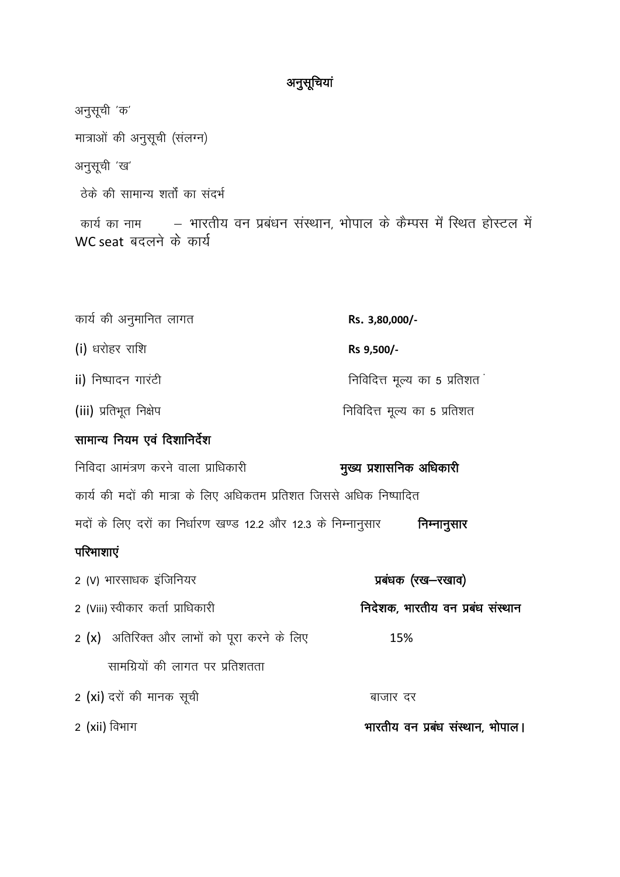# अनुसूचियां

अनुसूची 'क'

मात्राओं की अनुसूची (संलग्न)

अनुसूची 'ख'

ठेके की सामान्य शर्तों का संदर्भ

कार्य का नाम – भारतीय वन प्रबंधन संस्थान, भोपाल के कैम्पस में स्थित होस्टल में WC seat बदलने के कार्य

| | |
|---|---|
| कार्य की अनुमानित लागत | **Rs. 3,80,000/-** |
| (i) धरोहर राशि | **Rs 9,500/-** |
| ii) निष्पादन गारंटी | निविदित्त मूल्य का 5 प्रतिशत |
| (iii) प्रतिभूत निक्षेप | निविदित्त मूल्य का 5 प्रतिशत |

**सामान्य नियम एवं दिशानिर्देश**

| | |
|---|---|
| निविदा आमंत्रण करने वाला प्राधिकारी | **मुख्य प्रशासनिक अधिकारी** |
| कार्य की मदों की मात्रा के लिए अधिकतम प्रतिशत जिससे अधिक निष्पादित मदों के लिए दरों का निर्धारण खण्ड 12.2 और 12.3 के निम्नानुसार | **निम्नानुसार** |

**परिभाशाएं**

| | |
|---|---|
| 2 (V) भारसाधक इंजिनियर | **प्रबंधक (रख–रखाव)** |
| 2 (Viii) स्वीकार कर्ता प्राधिकारी | **निदेशक, भारतीय वन प्रबंध संस्थान** |
| 2 (x) अतिरिक्त और लाभों को पूरा करने के लिए सामग्रियों की लागत पर प्रतिशतता | 15% |
| 2 (xi) दरों की मानक सूची | बाजार दर |
| 2 (xii) विभाग | **भारतीय वन प्रबंध संस्थान, भोपाल।** |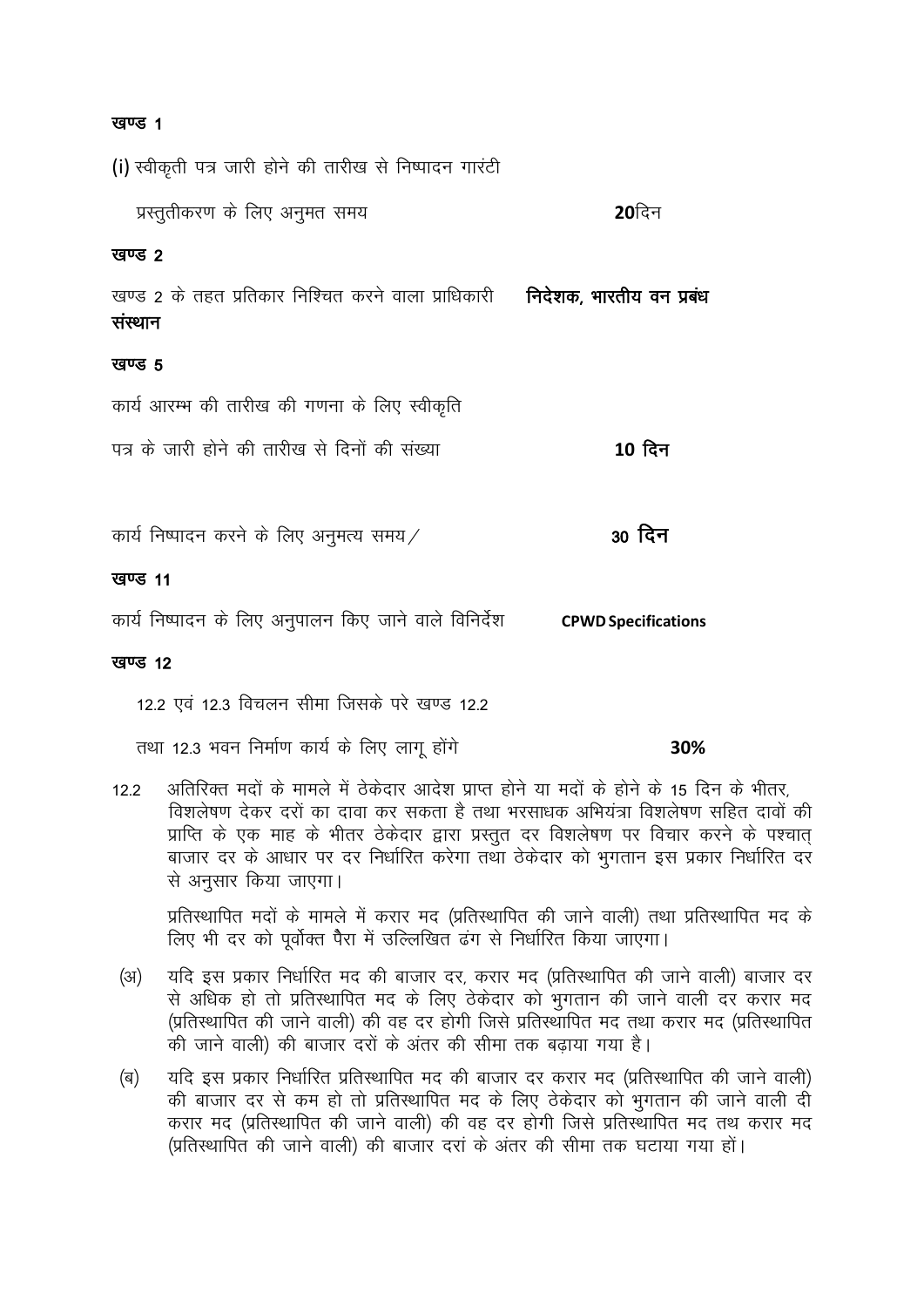**खण्ड 1**

(i) स्वीकृती पत्र जारी होने की तारीख से निष्पादन गारंटी प्रस्तुतीकरण के लिए अनुमत समय **20**दिन

**खण्ड 2**

खण्ड 2 के तहत प्रतिकार निश्चित करने वाला प्राधिकारी **निदेशक, भारतीय वन प्रबंध संस्थान**

**खण्ड 5**

कार्य आरम्भ की तारीख की गणना के लिए स्वीकृति पत्र के जारी होने की तारीख से दिनों की संख्या **10 दिन**

कार्य निष्पादन करने के लिए अनुमत्य समय / **30 दिन**

**खण्ड 11**

कार्य निष्पादन के लिए अनुपालन किए जाने वाले विनिर्देश **CPWD Specifications**

**खण्ड 12**

12.2 एवं 12.3 विचलन सीमा जिसके परे खण्ड 12.2 तथा 12.3 भवन निर्माण कार्य के लिए लागू होंगे **30%**

12.2 अतिरिक्त मदों के मामले में ठेकेदार आदेश प्राप्त होने या मदों के होने के 15 दिन के भीतर, विशलेषण देकर दरों का दावा कर सकता है तथा भरसाधक अभियंत्रा विशलेषण सहित दावों की प्राप्ति के एक माह के भीतर ठेकेदार द्वारा प्रस्तुत दर विशलेषण पर विचार करने के पश्चात् बाजार दर के आधार पर दर निर्धारित करेगा तथा ठेकेदार को भुगतान इस प्रकार निर्धारित दर से अनुसार किया जाएगा।

प्रतिस्थापित मदों के मामले में करार मद (प्रतिस्थापित की जाने वाली) तथा प्रतिस्थापित मद के लिए भी दर को पूर्वोक्त पैरा में उल्लिखित ढंग से निर्धारित किया जाएगा।

(अ) यदि इस प्रकार निर्धारित मद की बाजार दर, करार मद (प्रतिस्थापित की जाने वाली) बाजार दर से अधिक हो तो प्रतिस्थापित मद के लिए ठेकेदार को भुगतान की जाने वाली दर करार मद (प्रतिस्थापित की जाने वाली) की वह दर होगी जिसे प्रतिस्थापित मद तथा करार मद (प्रतिस्थापित की जाने वाली) की बाजार दरों के अंतर की सीमा तक बढ़ाया गया है।

(ब) यदि इस प्रकार निर्धारित प्रतिस्थापित मद की बाजार दर करार मद (प्रतिस्थापित की जाने वाली) की बाजार दर से कम हो तो प्रतिस्थापित मद के लिए ठेकेदार को भुगतान की जाने वाली दी करार मद (प्रतिस्थापित की जाने वाली) की वह दर होगी जिसे प्रतिस्थापित मद तथ करार मद (प्रतिस्थापित की जाने वाली) की बाजार दरां के अंतर की सीमा तक घटाया गया हों।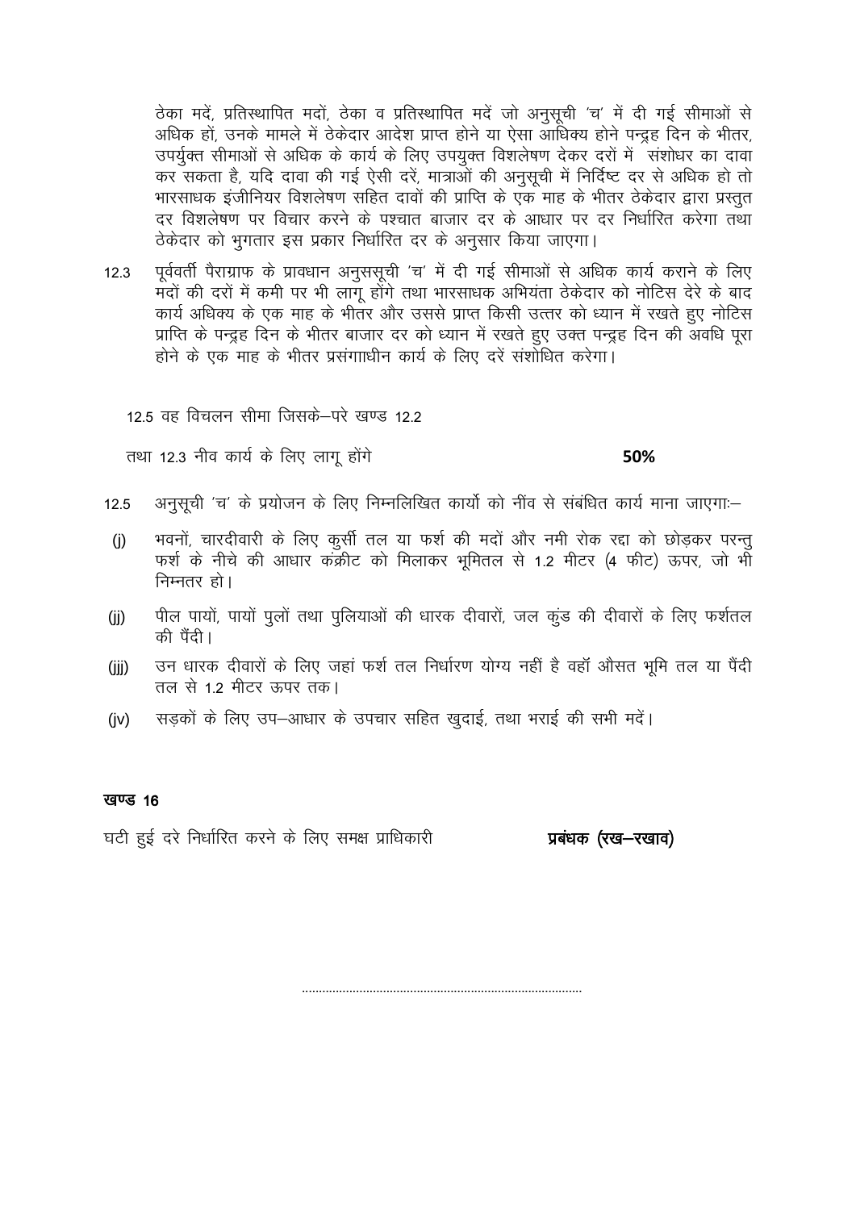ठेका मदें, प्रतिस्थापित मदों, ठेका व प्रतिस्थापित मदें जो अनुसूची 'च' में दी गई सीमाओं से अधिक हों, उनके मामले में ठेकेदार आदेश प्राप्त होने या ऐसा आधिक्य होने पन्द्रह दिन के भीतर, उपर्युक्त सीमाओं से अधिक के कार्य के लिए उपयुक्त विशलेषण देकर दरों में संशोधर का दावा कर सकता है, यदि दावा की गई ऐसी दरें, मात्राओं की अनुसूची में निर्दिष्ट दर से अधिक हो तो भारसाधक इंजीनियर विशलेषण सहित दावों की प्राप्ति के एक माह के भीतर ठेकेदार द्वारा प्रस्तुत दर विशलेषण पर विचार करने के पश्चात बाजार दर के आधार पर दर निर्धारित करेगा तथा ठेकेदार को भुगतार इस प्रकार निर्धारित दर के अनुसार किया जाएगा।

12.3 पूर्ववर्ती पैराग्राफ के प्रावधान अनुससूची 'च' में दी गई सीमाओं से अधिक कार्य कराने के लिए मदों की दरों में कमी पर भी लागू होंगे तथा भारसाधक अभियंता ठेकेदार को नोटिस देरे के बाद कार्य अधिक्य के एक माह के भीतर और उससे प्राप्त किसी उत्तर को ध्यान में रखते हुए नोटिस प्राप्ति के पन्द्रह दिन के भीतर बाजार दर को ध्यान में रखते हुए उक्त पन्द्रह दिन की अवधि पूरा होने के एक माह के भीतर प्रसंगाधीन कार्य के लिए दरें संशोधित करेगा।

12.5 वह विचलन सीमा जिसके–परे खण्ड 12.2

तथा 12.3 नीव कार्य के लिए लागू होंगे **50%**

12.5 अनुसूची 'च' के प्रयोजन के लिए निम्नलिखित कार्यो को नींव से संबंधित कार्य माना जाएगा:–

(j) भवनों, चारदीवारी के लिए कुर्सी तल या फर्श की मदों और नमी रोक रद्दा को छोड़कर परन्तु फर्श के नीचे की आधार कंक्रीट को मिलाकर भूमितल से 1.2 मीटर (4 फीट) ऊपर, जो भी निम्नतर हो।

(jj) पील पायों, पायों पुलों तथा पुलियाओं की धारक दीवारों, जल कुंड की दीवारों के लिए फर्शतल की पैंदी।

(jjj) उन धारक दीवारों के लिए जहां फर्श तल निर्धारण योग्य नहीं है वहॉ औसत भूमि तल या पैंदी तल से 1.2 मीटर ऊपर तक।

(jv) सड़कों के लिए उप–आधार के उपचार सहित खुदाई, तथा भराई की सभी मदें।

**खण्ड 16**

घटी हुई दरे निर्धारित करने के लिए समक्ष प्राधिकारी **प्रबंधक (रख–रखाव)**

.................................................................................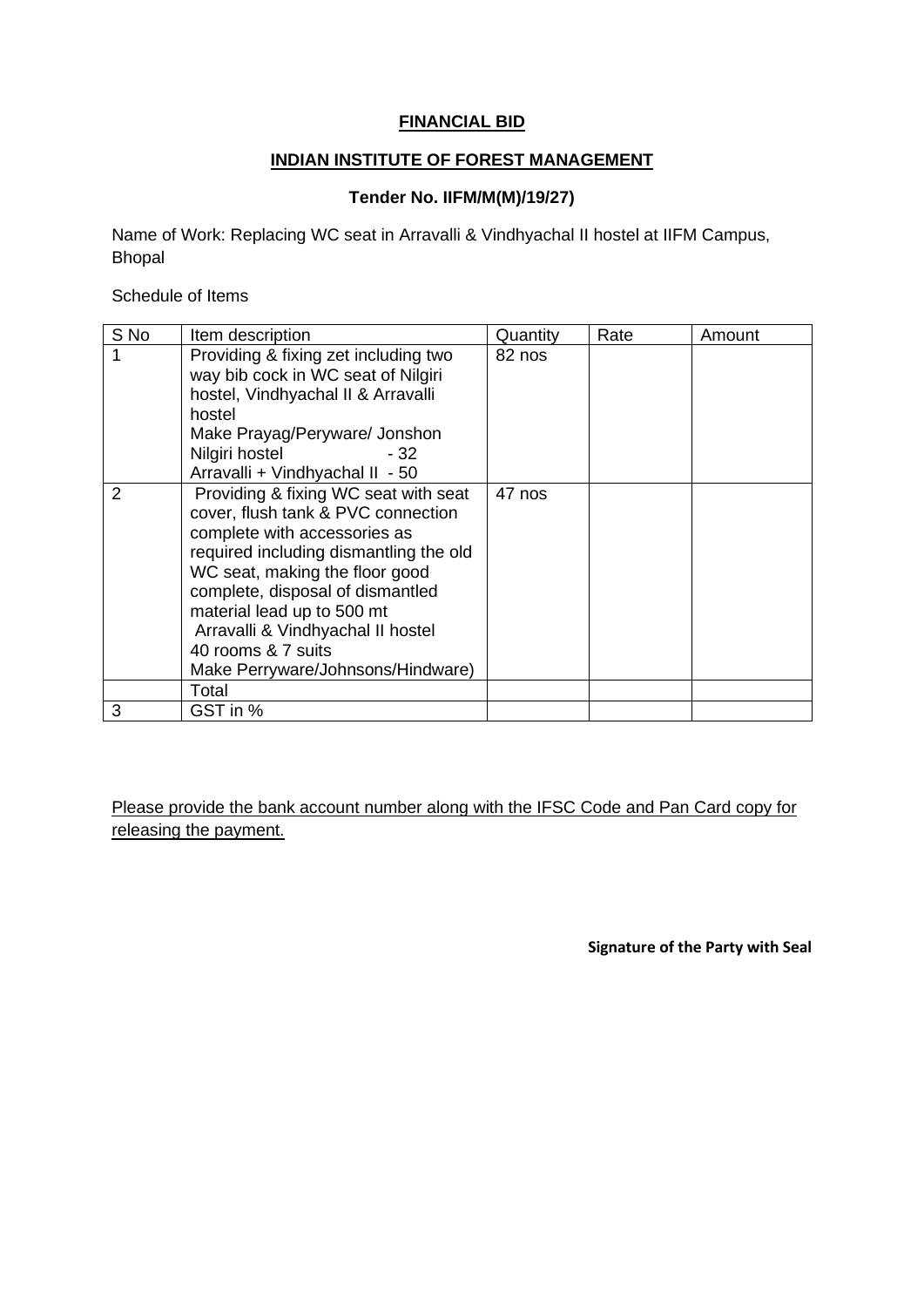**FINANCIAL BID**

**INDIAN INSTITUTE OF FOREST MANAGEMENT**

**Tender No. IIFM/M(M)/19/27)**

Name of Work: Replacing WC seat in Arravalli & Vindhyachal II hostel at IIFM Campus, Bhopal

Schedule of Items

| S No | Item description | Quantity | Rate | Amount |
|---|---|---|---|---|
| 1 | Providing & fixing zet including two way bib cock in WC seat of Nilgiri hostel, Vindhyachal II & Arravalli hostel<br>Make Prayag/Peryware/ Jonshon<br>Nilgiri hostel - 32<br>Arravalli + Vindhyachal II - 50 | 82 nos | | |
| 2 | Providing & fixing WC seat with seat cover, flush tank & PVC connection complete with accessories as required including dismantling the old WC seat, making the floor good complete, disposal of dismantled material lead up to 500 mt<br>Arravalli & Vindhyachal II hostel<br>40 rooms & 7 suits<br>Make Perryware/Johnsons/Hindware) | 47 nos | | |
| | Total | | | |
| 3 | GST in % | | | |

Please provide the bank account number along with the IFSC Code and Pan Card copy for releasing the payment.

**Signature of the Party with Seal**